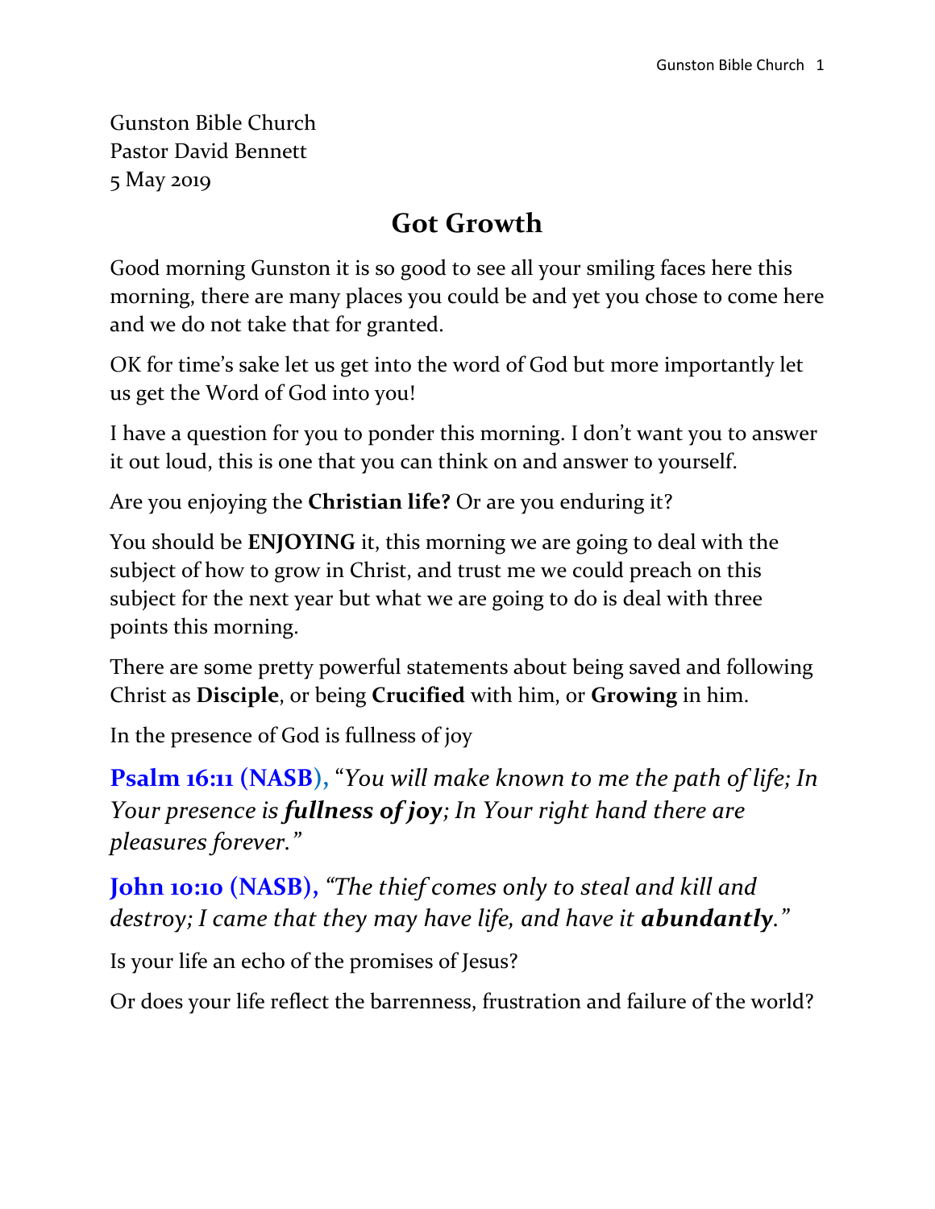Gunston Bible Church
Pastor David Bennett
5 May 2019

# Got Growth

Good morning Gunston it is so good to see all your smiling faces here this morning, there are many places you could be and yet you chose to come here and we do not take that for granted.

OK for time's sake let us get into the word of God but more importantly let us get the Word of God into you!

I have a question for you to ponder this morning. I don't want you to answer it out loud, this is one that you can think on and answer to yourself.

Are you enjoying the **Christian life?** Or are you enduring it?

You should be **ENJOYING** it, this morning we are going to deal with the subject of how to grow in Christ, and trust me we could preach on this subject for the next year but what we are going to do is deal with three points this morning.

There are some pretty powerful statements about being saved and following Christ as **Disciple**, or being **Crucified** with him, or **Growing** in him.

In the presence of God is fullness of joy

**Psalm 16:11 (NASB),** "*You will make known to me the path of life; In Your presence is **fullness of joy**; In Your right hand there are pleasures forever.*"

**John 10:10 (NASB),** *"The thief comes only to steal and kill and destroy; I came that they may have life, and have it **abundantly**."*

Is your life an echo of the promises of Jesus?

Or does your life reflect the barrenness, frustration and failure of the world?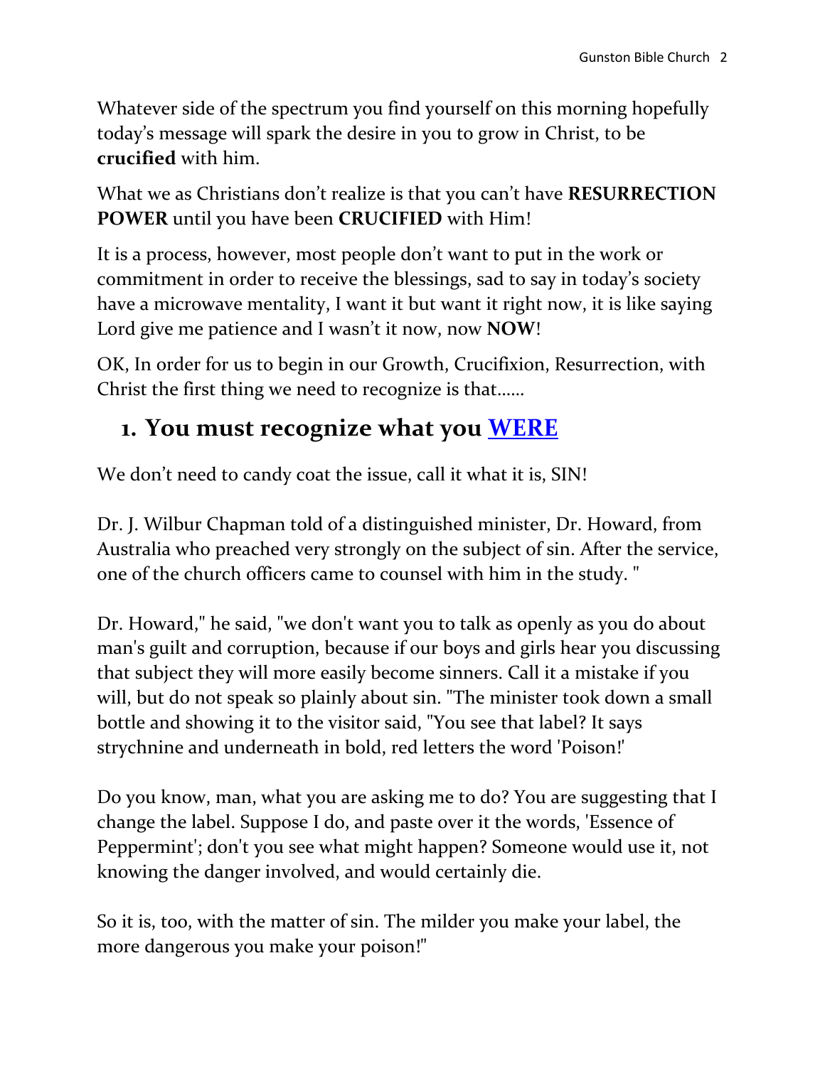Whatever side of the spectrum you find yourself on this morning hopefully today's message will spark the desire in you to grow in Christ, to be **crucified** with him.

What we as Christians don't realize is that you can't have **RESURRECTION POWER** until you have been **CRUCIFIED** with Him!

It is a process, however, most people don't want to put in the work or commitment in order to receive the blessings, sad to say in today's society have a microwave mentality, I want it but want it right now, it is like saying Lord give me patience and I wasn't it now, now **NOW**!

OK, In order for us to begin in our Growth, Crucifixion, Resurrection, with Christ the first thing we need to recognize is that……

## 1. You must recognize what you WERE

We don't need to candy coat the issue, call it what it is, SIN!

Dr. J. Wilbur Chapman told of a distinguished minister, Dr. Howard, from Australia who preached very strongly on the subject of sin. After the service, one of the church officers came to counsel with him in the study. "

Dr. Howard," he said, "we don't want you to talk as openly as you do about man's guilt and corruption, because if our boys and girls hear you discussing that subject they will more easily become sinners. Call it a mistake if you will, but do not speak so plainly about sin. "The minister took down a small bottle and showing it to the visitor said, "You see that label? It says strychnine and underneath in bold, red letters the word 'Poison!'

Do you know, man, what you are asking me to do? You are suggesting that I change the label. Suppose I do, and paste over it the words, 'Essence of Peppermint'; don't you see what might happen? Someone would use it, not knowing the danger involved, and would certainly die.

So it is, too, with the matter of sin. The milder you make your label, the more dangerous you make your poison!"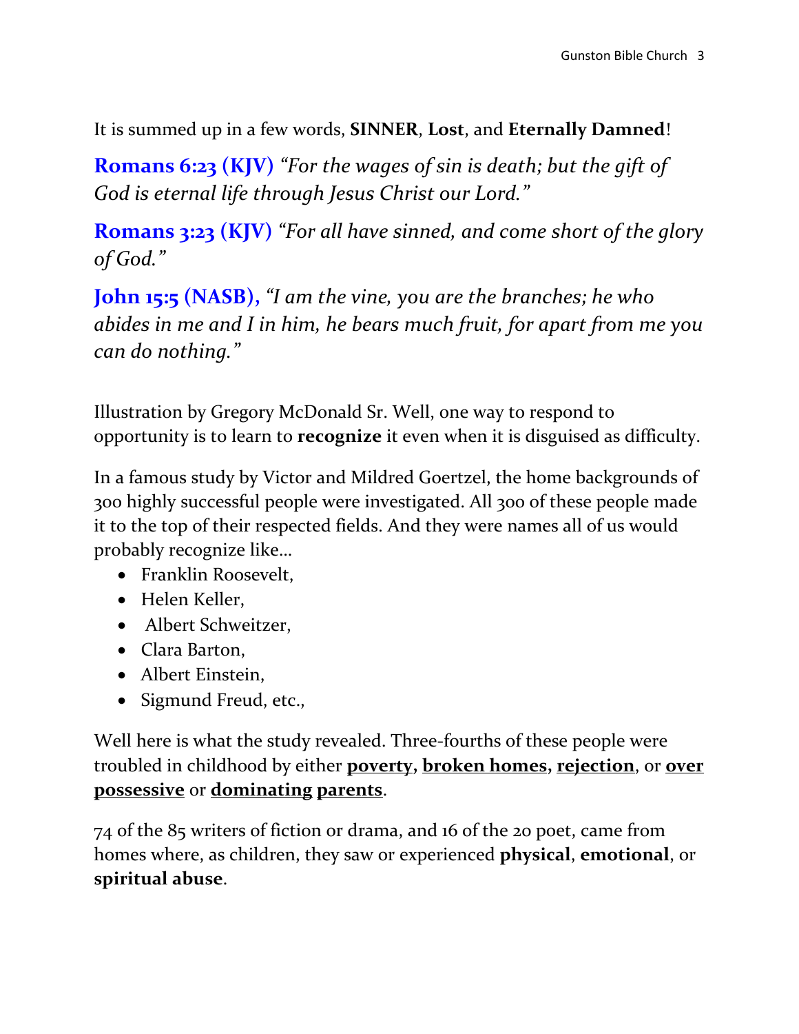It is summed up in a few words, **SINNER**, **Lost**, and **Eternally Damned**!

**Romans 6:23 (KJV)** *"For the wages of sin is death; but the gift of God is eternal life through Jesus Christ our Lord."*

**Romans 3:23 (KJV)** *"For all have sinned, and come short of the glory of God."*

**John 15:5 (NASB),** *"I am the vine, you are the branches; he who abides in me and I in him, he bears much fruit, for apart from me you can do nothing."*

Illustration by Gregory McDonald Sr. Well, one way to respond to opportunity is to learn to **recognize** it even when it is disguised as difficulty.

In a famous study by Victor and Mildred Goertzel, the home backgrounds of 300 highly successful people were investigated. All 300 of these people made it to the top of their respected fields. And they were names all of us would probably recognize like…

- Franklin Roosevelt,
- Helen Keller,
- Albert Schweitzer,
- Clara Barton,
- Albert Einstein,
- Sigmund Freud, etc.,

Well here is what the study revealed. Three-fourths of these people were troubled in childhood by either **<u>poverty</u>, <u>broken homes</u>, <u>rejection</u>**, or **<u>over possessive</u>** or **<u>dominating parents</u>**.

74 of the 85 writers of fiction or drama, and 16 of the 20 poet, came from homes where, as children, they saw or experienced **physical**, **emotional**, or **spiritual abuse**.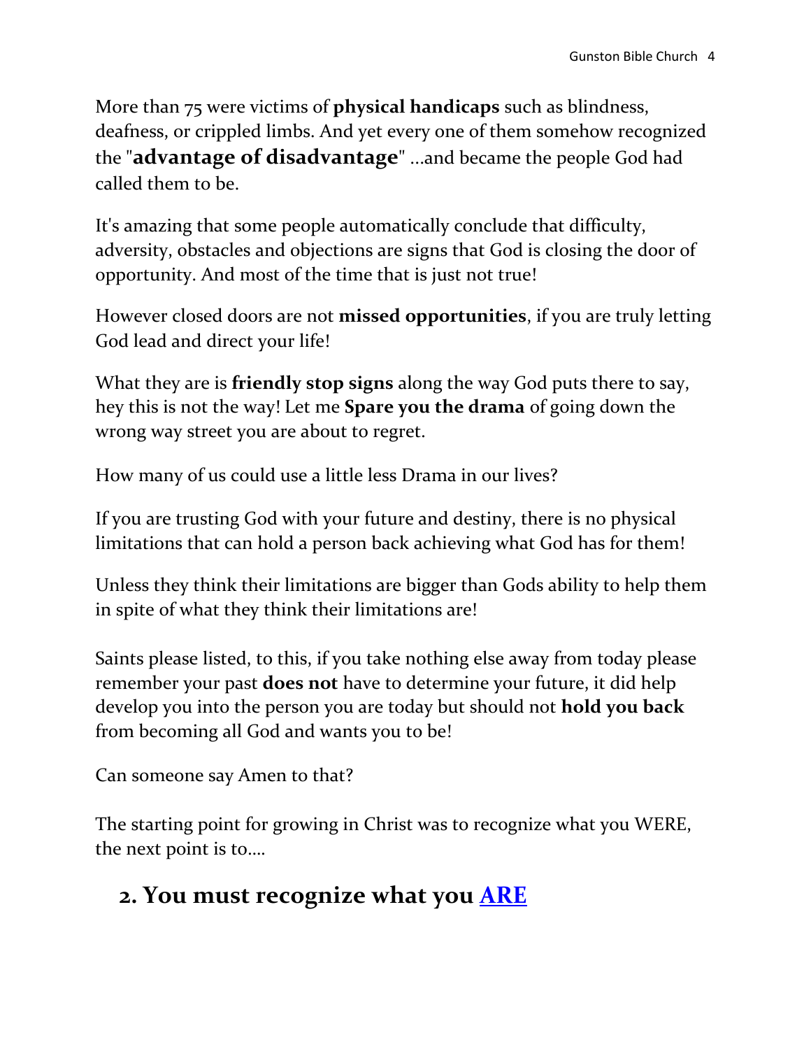More than 75 were victims of **physical handicaps** such as blindness, deafness, or crippled limbs. And yet every one of them somehow recognized the "**advantage of disadvantage**" ...and became the people God had called them to be.

It's amazing that some people automatically conclude that difficulty, adversity, obstacles and objections are signs that God is closing the door of opportunity. And most of the time that is just not true!

However closed doors are not **missed opportunities**, if you are truly letting God lead and direct your life!

What they are is **friendly stop signs** along the way God puts there to say, hey this is not the way! Let me **Spare you the drama** of going down the wrong way street you are about to regret.

How many of us could use a little less Drama in our lives?

If you are trusting God with your future and destiny, there is no physical limitations that can hold a person back achieving what God has for them!

Unless they think their limitations are bigger than Gods ability to help them in spite of what they think their limitations are!

Saints please listed, to this, if you take nothing else away from today please remember your past **does not** have to determine your future, it did help develop you into the person you are today but should not **hold you back** from becoming all God and wants you to be!

Can someone say Amen to that?

The starting point for growing in Christ was to recognize what you WERE, the next point is to....

## 2. You must recognize what you <u>ARE</u>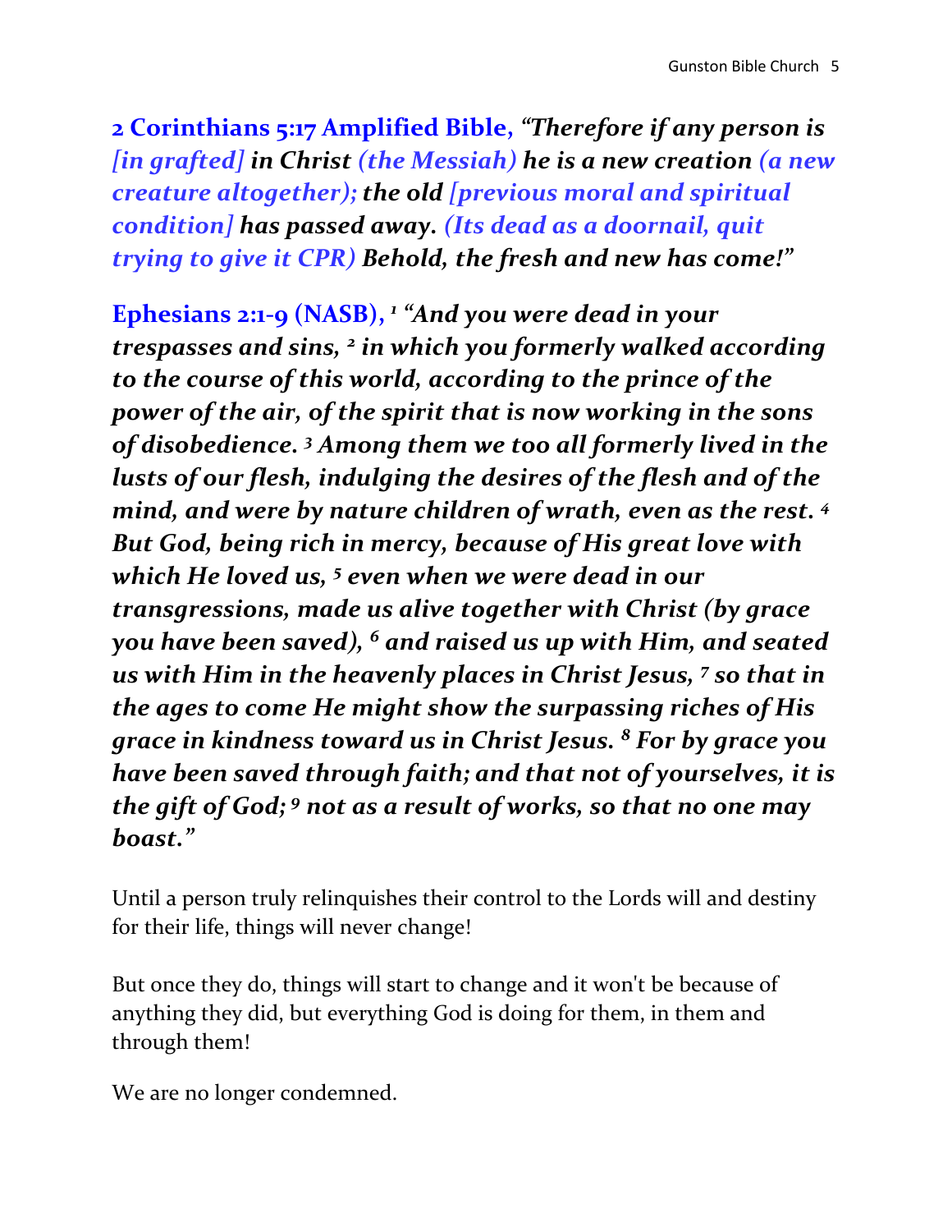**2 Corinthians 5:17 Amplified Bible,** ***"Therefore if any person is [in grafted] in Christ (the Messiah) he is a new creation (a new creature altogether); the old [previous moral and spiritual condition] has passed away. (Its dead as a doornail, quit trying to give it CPR) Behold, the fresh and new has come!"***

**Ephesians 2:1-9 (NASB),** ***[1] "And you were dead in your trespasses and sins, [2] in which you formerly walked according to the course of this world, according to the prince of the power of the air, of the spirit that is now working in the sons of disobedience. [3] Among them we too all formerly lived in the lusts of our flesh, indulging the desires of the flesh and of the mind, and were by nature children of wrath, even as the rest. [4] But God, being rich in mercy, because of His great love with which He loved us, [5] even when we were dead in our transgressions, made us alive together with Christ (by grace you have been saved), [6] and raised us up with Him, and seated us with Him in the heavenly places in Christ Jesus, [7] so that in the ages to come He might show the surpassing riches of His grace in kindness toward us in Christ Jesus. [8] For by grace you have been saved through faith; and that not of yourselves, it is the gift of God; [9] not as a result of works, so that no one may boast."***

Until a person truly relinquishes their control to the Lords will and destiny for their life, things will never change!

But once they do, things will start to change and it won't be because of anything they did, but everything God is doing for them, in them and through them!

We are no longer condemned.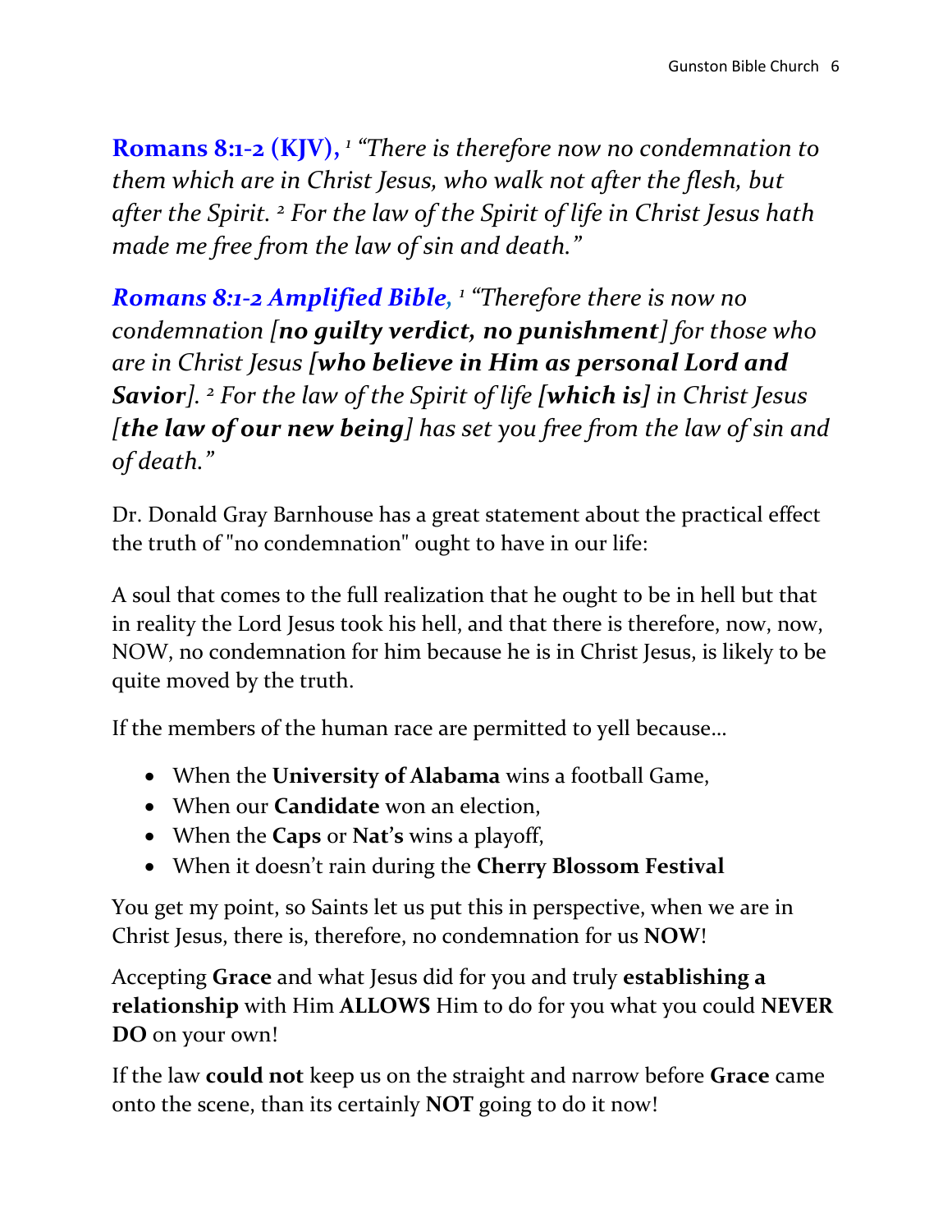**Romans 8:1-2 (KJV),** [1] *"There is therefore now no condemnation to them which are in Christ Jesus, who walk not after the flesh, but after the Spirit.* [2] *For the law of the Spirit of life in Christ Jesus hath made me free from the law of sin and death."*

***Romans 8:1-2 Amplified Bible,*** [1] *"Therefore there is now no condemnation [**no guilty verdict, no punishment**] for those who are in Christ Jesus [**who believe in Him as personal Lord and Savior**].* [2] *For the law of the Spirit of life [**which is**] in Christ Jesus [**the law of our new being**] has set you free from the law of sin and of death."*

Dr. Donald Gray Barnhouse has a great statement about the practical effect the truth of "no condemnation" ought to have in our life:

A soul that comes to the full realization that he ought to be in hell but that in reality the Lord Jesus took his hell, and that there is therefore, now, now, NOW, no condemnation for him because he is in Christ Jesus, is likely to be quite moved by the truth.

If the members of the human race are permitted to yell because…

- When the **University of Alabama** wins a football Game,
- When our **Candidate** won an election,
- When the **Caps** or **Nat's** wins a playoff,
- When it doesn't rain during the **Cherry Blossom Festival**

You get my point, so Saints let us put this in perspective, when we are in Christ Jesus, there is, therefore, no condemnation for us **NOW**!

Accepting **Grace** and what Jesus did for you and truly **establishing a relationship** with Him **ALLOWS** Him to do for you what you could **NEVER DO** on your own!

If the law **could not** keep us on the straight and narrow before **Grace** came onto the scene, than its certainly **NOT** going to do it now!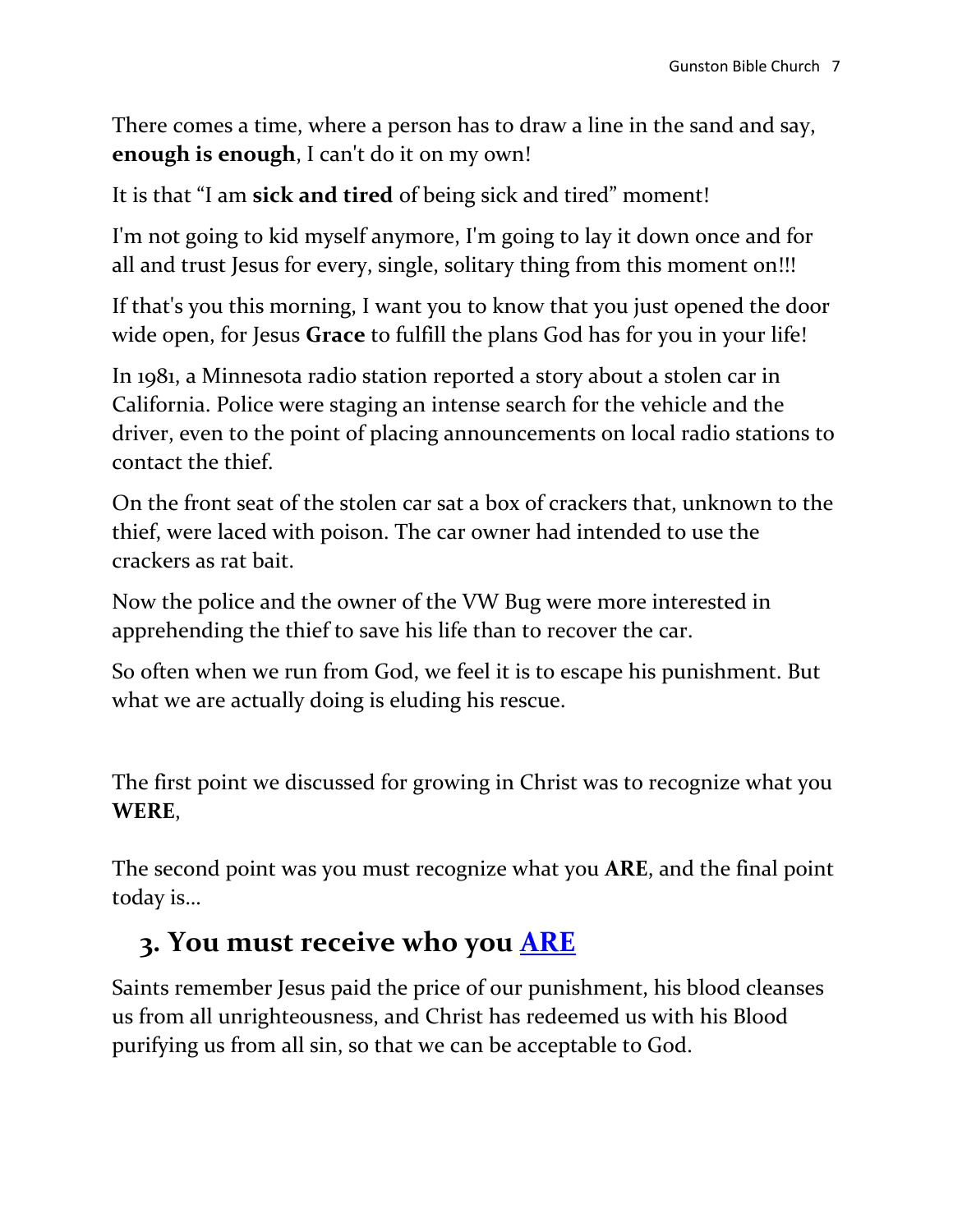There comes a time, where a person has to draw a line in the sand and say, **enough is enough**, I can't do it on my own!

It is that "I am **sick and tired** of being sick and tired" moment!

I'm not going to kid myself anymore, I'm going to lay it down once and for all and trust Jesus for every, single, solitary thing from this moment on!!!

If that's you this morning, I want you to know that you just opened the door wide open, for Jesus **Grace** to fulfill the plans God has for you in your life!

In 1981, a Minnesota radio station reported a story about a stolen car in California. Police were staging an intense search for the vehicle and the driver, even to the point of placing announcements on local radio stations to contact the thief.

On the front seat of the stolen car sat a box of crackers that, unknown to the thief, were laced with poison. The car owner had intended to use the crackers as rat bait.

Now the police and the owner of the VW Bug were more interested in apprehending the thief to save his life than to recover the car.

So often when we run from God, we feel it is to escape his punishment. But what we are actually doing is eluding his rescue.

The first point we discussed for growing in Christ was to recognize what you **WERE**,

The second point was you must recognize what you **ARE**, and the final point today is…

## 3. You must receive who you ARE

Saints remember Jesus paid the price of our punishment, his blood cleanses us from all unrighteousness, and Christ has redeemed us with his Blood purifying us from all sin, so that we can be acceptable to God.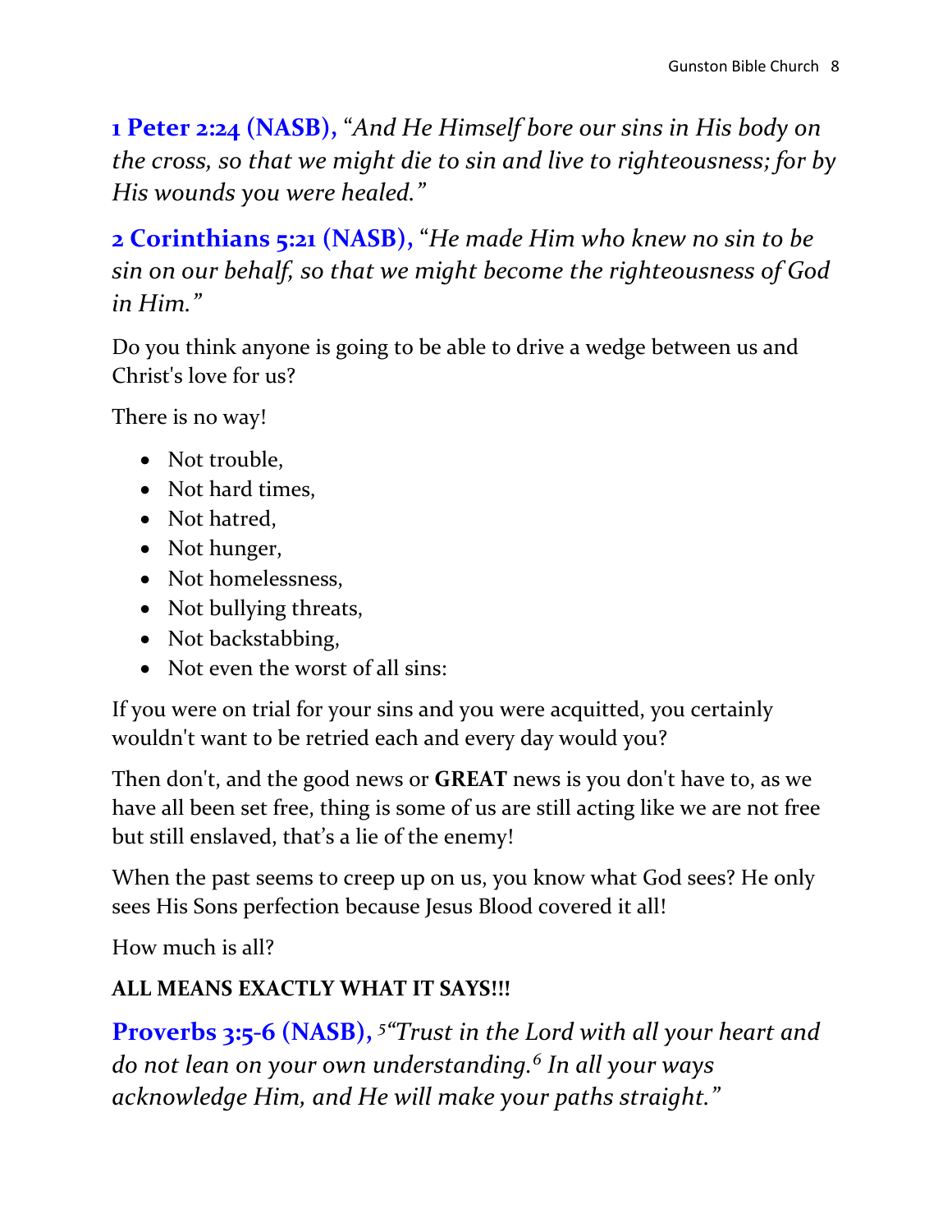**1 Peter 2:24 (NASB),** *"And He Himself bore our sins in His body on the cross, so that we might die to sin and live to righteousness; for by His wounds you were healed."*

**2 Corinthians 5:21 (NASB),** *"He made Him who knew no sin to be sin on our behalf, so that we might become the righteousness of God in Him."*

Do you think anyone is going to be able to drive a wedge between us and Christ's love for us?

There is no way!

- Not trouble,
- Not hard times,
- Not hatred,
- Not hunger,
- Not homelessness,
- Not bullying threats,
- Not backstabbing,
- Not even the worst of all sins:

If you were on trial for your sins and you were acquitted, you certainly wouldn't want to be retried each and every day would you?

Then don't, and the good news or **GREAT** news is you don't have to, as we have all been set free, thing is some of us are still acting like we are not free but still enslaved, that's a lie of the enemy!

When the past seems to creep up on us, you know what God sees? He only sees His Sons perfection because Jesus Blood covered it all!

How much is all?

**ALL MEANS EXACTLY WHAT IT SAYS!!!**

**Proverbs 3:5-6 (NASB),** *[5]"Trust in the Lord with all your heart and do not lean on your own understanding.[6] In all your ways acknowledge Him, and He will make your paths straight."*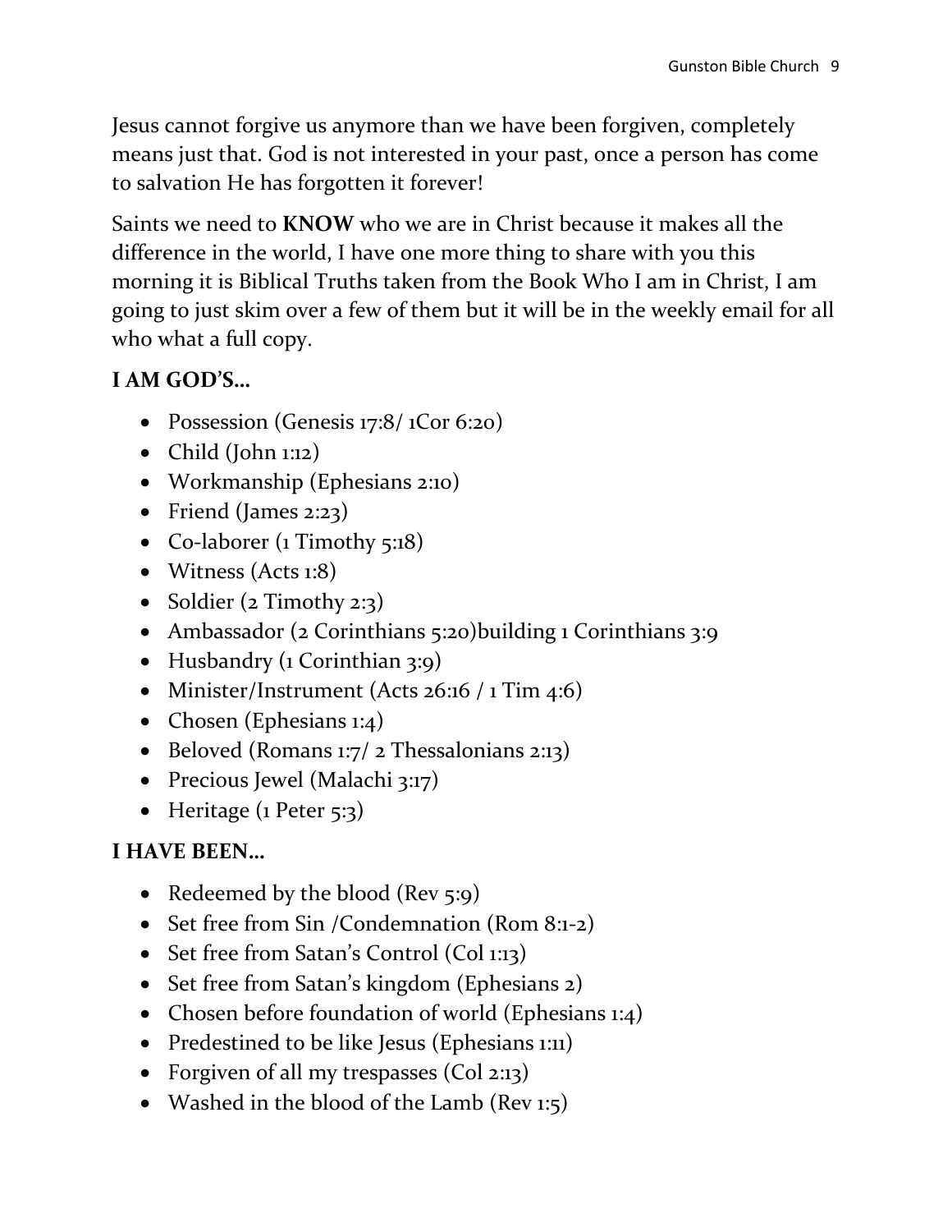Jesus cannot forgive us anymore than we have been forgiven, completely means just that. God is not interested in your past, once a person has come to salvation He has forgotten it forever!

Saints we need to **KNOW** who we are in Christ because it makes all the difference in the world, I have one more thing to share with you this morning it is Biblical Truths taken from the Book Who I am in Christ, I am going to just skim over a few of them but it will be in the weekly email for all who what a full copy.

**I AM GOD'S…**

- Possession (Genesis 17:8/ 1Cor 6:20)
- Child (John 1:12)
- Workmanship (Ephesians 2:10)
- Friend (James 2:23)
- Co-laborer (1 Timothy 5:18)
- Witness (Acts 1:8)
- Soldier (2 Timothy 2:3)
- Ambassador (2 Corinthians 5:20)building 1 Corinthians 3:9
- Husbandry (1 Corinthian 3:9)
- Minister/Instrument (Acts 26:16 / 1 Tim 4:6)
- Chosen (Ephesians 1:4)
- Beloved (Romans 1:7/ 2 Thessalonians 2:13)
- Precious Jewel (Malachi 3:17)
- Heritage (1 Peter 5:3)

**I HAVE BEEN…**

- Redeemed by the blood (Rev 5:9)
- Set free from Sin /Condemnation (Rom 8:1-2)
- Set free from Satan's Control (Col 1:13)
- Set free from Satan's kingdom (Ephesians 2)
- Chosen before foundation of world (Ephesians 1:4)
- Predestined to be like Jesus (Ephesians 1:11)
- Forgiven of all my trespasses (Col 2:13)
- Washed in the blood of the Lamb (Rev 1:5)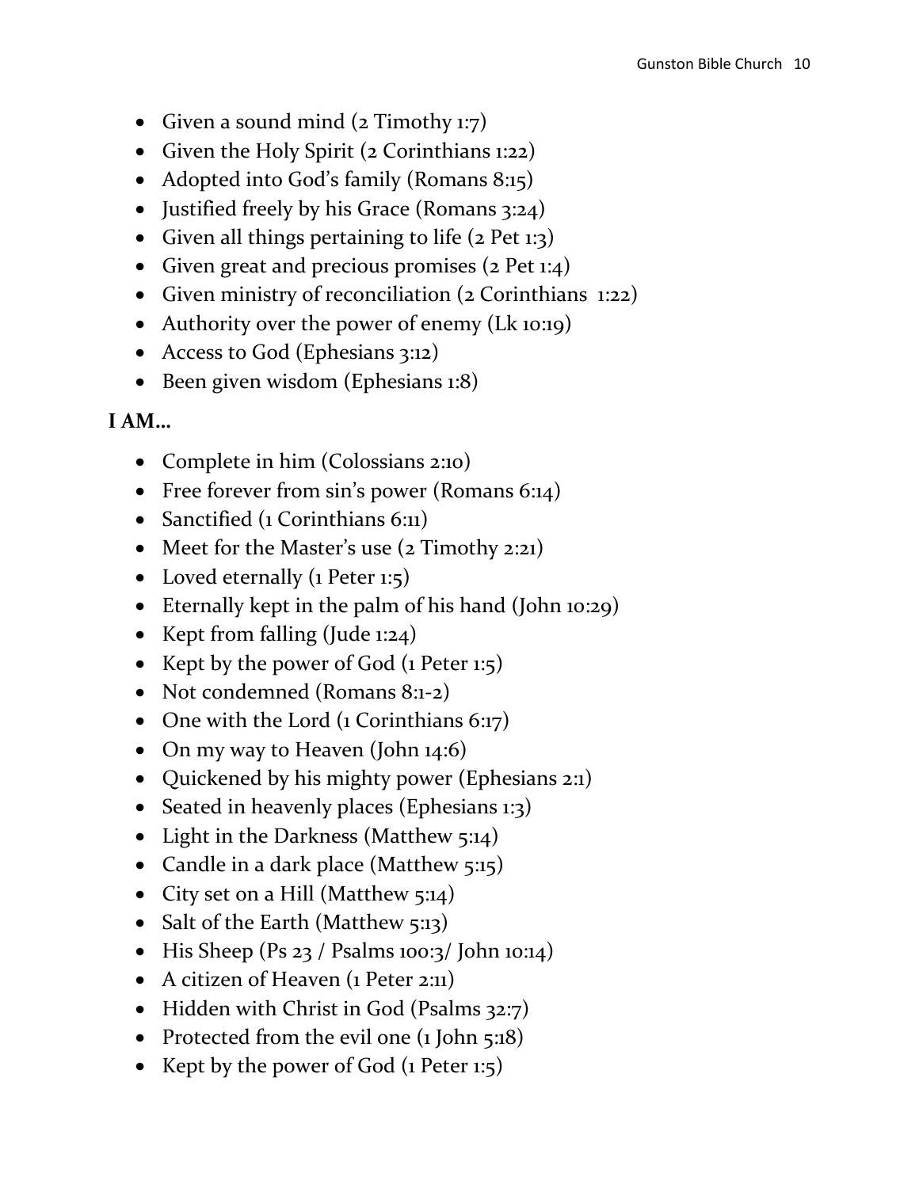- Given a sound mind (2 Timothy 1:7)
- Given the Holy Spirit (2 Corinthians 1:22)
- Adopted into God's family (Romans 8:15)
- Justified freely by his Grace (Romans 3:24)
- Given all things pertaining to life (2 Pet 1:3)
- Given great and precious promises (2 Pet 1:4)
- Given ministry of reconciliation (2 Corinthians 1:22)
- Authority over the power of enemy (Lk 10:19)
- Access to God (Ephesians 3:12)
- Been given wisdom (Ephesians 1:8)

**I AM…**

- Complete in him (Colossians 2:10)
- Free forever from sin's power (Romans 6:14)
- Sanctified (1 Corinthians 6:11)
- Meet for the Master's use (2 Timothy 2:21)
- Loved eternally (1 Peter 1:5)
- Eternally kept in the palm of his hand (John 10:29)
- Kept from falling (Jude 1:24)
- Kept by the power of God (1 Peter 1:5)
- Not condemned (Romans 8:1-2)
- One with the Lord (1 Corinthians 6:17)
- On my way to Heaven (John 14:6)
- Quickened by his mighty power (Ephesians 2:1)
- Seated in heavenly places (Ephesians 1:3)
- Light in the Darkness (Matthew 5:14)
- Candle in a dark place (Matthew 5:15)
- City set on a Hill (Matthew 5:14)
- Salt of the Earth (Matthew 5:13)
- His Sheep (Ps 23 / Psalms 100:3/ John 10:14)
- A citizen of Heaven (1 Peter 2:11)
- Hidden with Christ in God (Psalms 32:7)
- Protected from the evil one (1 John 5:18)
- Kept by the power of God (1 Peter 1:5)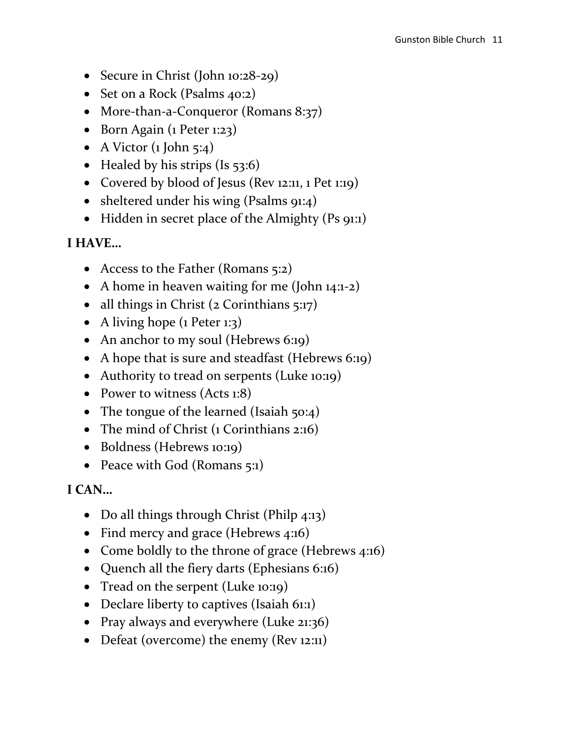- Secure in Christ (John 10:28-29)
- Set on a Rock (Psalms 40:2)
- More-than-a-Conqueror (Romans 8:37)
- Born Again (1 Peter 1:23)
- A Victor (1 John 5:4)
- Healed by his strips (Is 53:6)
- Covered by blood of Jesus (Rev 12:11, 1 Pet 1:19)
- sheltered under his wing (Psalms 91:4)
- Hidden in secret place of the Almighty (Ps 91:1)

**I HAVE…**

- Access to the Father (Romans 5:2)
- A home in heaven waiting for me (John 14:1-2)
- all things in Christ (2 Corinthians 5:17)
- A living hope (1 Peter 1:3)
- An anchor to my soul (Hebrews 6:19)
- A hope that is sure and steadfast (Hebrews 6:19)
- Authority to tread on serpents (Luke 10:19)
- Power to witness (Acts 1:8)
- The tongue of the learned (Isaiah 50:4)
- The mind of Christ (1 Corinthians 2:16)
- Boldness (Hebrews 10:19)
- Peace with God (Romans 5:1)

**I CAN…**

- Do all things through Christ (Philp 4:13)
- Find mercy and grace (Hebrews 4:16)
- Come boldly to the throne of grace (Hebrews 4:16)
- Quench all the fiery darts (Ephesians 6:16)
- Tread on the serpent (Luke 10:19)
- Declare liberty to captives (Isaiah 61:1)
- Pray always and everywhere (Luke 21:36)
- Defeat (overcome) the enemy (Rev 12:11)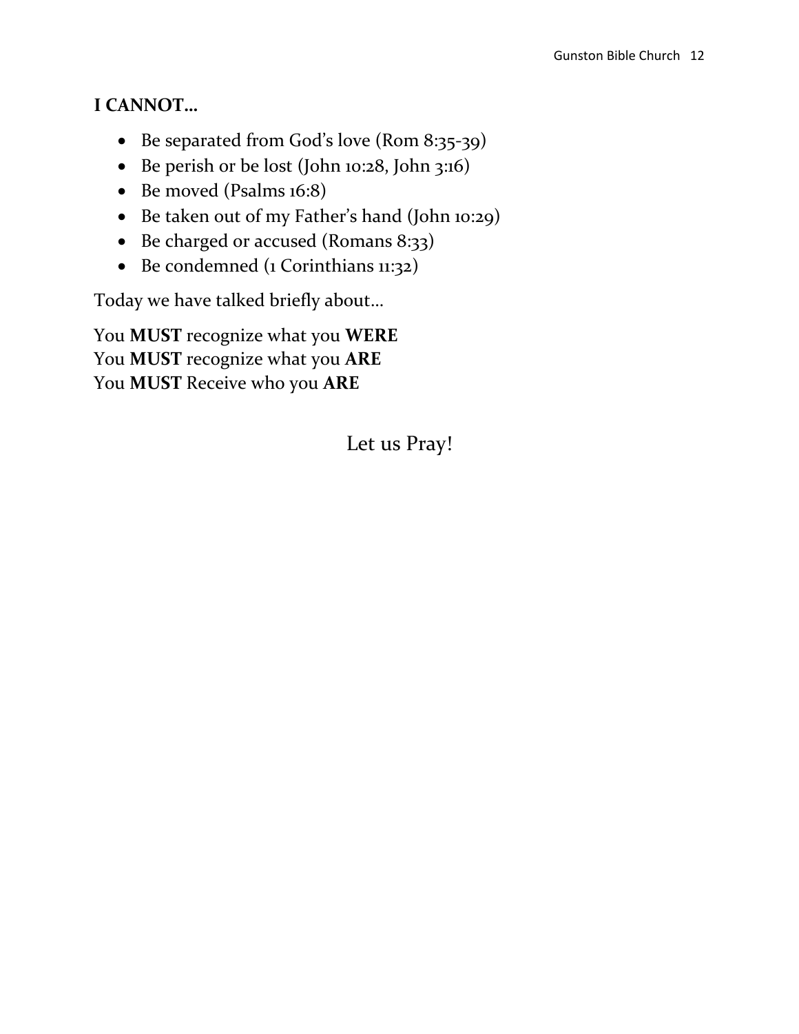**I CANNOT…**

- Be separated from God's love (Rom 8:35-39)
- Be perish or be lost (John 10:28, John 3:16)
- Be moved (Psalms 16:8)
- Be taken out of my Father's hand (John 10:29)
- Be charged or accused (Romans 8:33)
- Be condemned (1 Corinthians 11:32)

Today we have talked briefly about…

You **MUST** recognize what you **WERE**
You **MUST** recognize what you **ARE**
You **MUST** Receive who you **ARE**

Let us Pray!